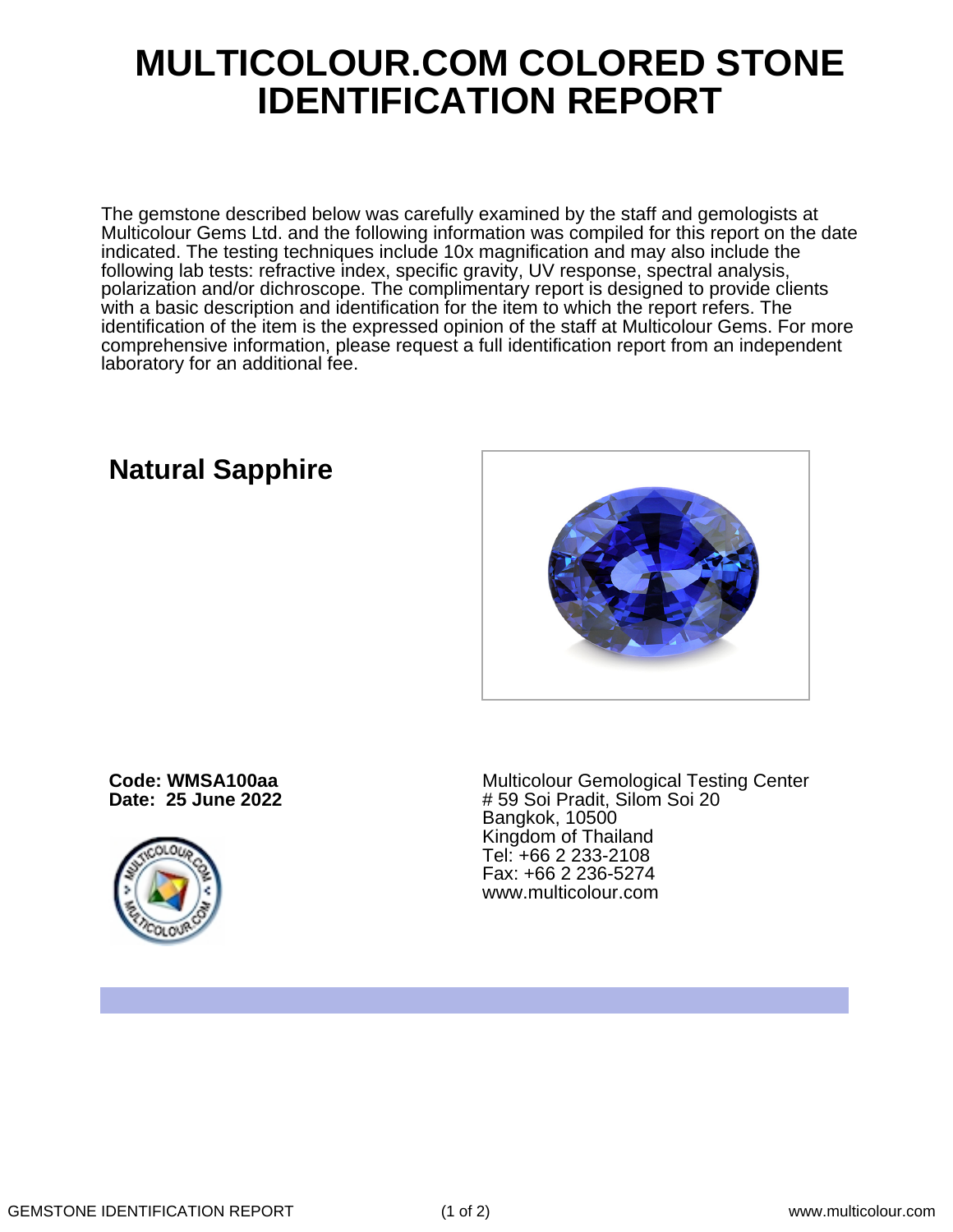# MULTICOLOUR.COM COLORED STONE IDENTIFICATION REPORT

The gemstone described below was carefully examined by the staff and gemologists at Multicolour Gems Ltd. and the following information was compiled for this report on the date indicated. The testing techniques include 10x magnification and may also include the following lab tests: refractive index, specific gravity, UV response, spectral analysis, polarization and/or dichroscope. The complimentary report is designed to provide clients with a basic description and identification for the item to which the report refers. The identification of the item is the expressed opinion of the staff at Multicolour Gems. For more comprehensive information, please request a full identification report from an independent laboratory for an additional fee.

## Natural Sapphire

**Code: WMSA100aa**
**Date: 25 June 2022**

Multicolour Gemological Testing Center
# 59 Soi Pradit, Silom Soi 20
Bangkok, 10500
Kingdom of Thailand
Tel: +66 2 233-2108
Fax: +66 2 236-5274
www.multicolour.com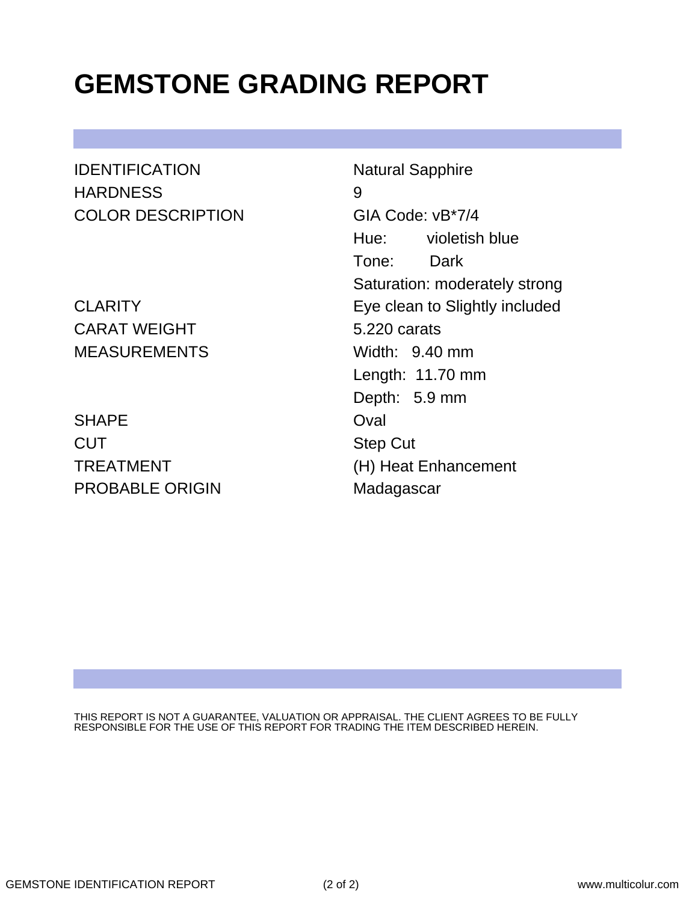# GEMSTONE GRADING REPORT

| | |
|---|---|
| IDENTIFICATION | Natural Sapphire |
| HARDNESS | 9 |
| COLOR DESCRIPTION | GIA Code: vB*7/4 |
| | Hue: violetish blue |
| | Tone: Dark |
| | Saturation: moderately strong |
| CLARITY | Eye clean to Slightly included |
| CARAT WEIGHT | 5.220 carats |
| MEASUREMENTS | Width: 9.40 mm |
| | Length: 11.70 mm |
| | Depth: 5.9 mm |
| SHAPE | Oval |
| CUT | Step Cut |
| TREATMENT | (H) Heat Enhancement |
| PROBABLE ORIGIN | Madagascar |

THIS REPORT IS NOT A GUARANTEE, VALUATION OR APPRAISAL. THE CLIENT AGREES TO BE FULLY RESPONSIBLE FOR THE USE OF THIS REPORT FOR TRADING THE ITEM DESCRIBED HEREIN.